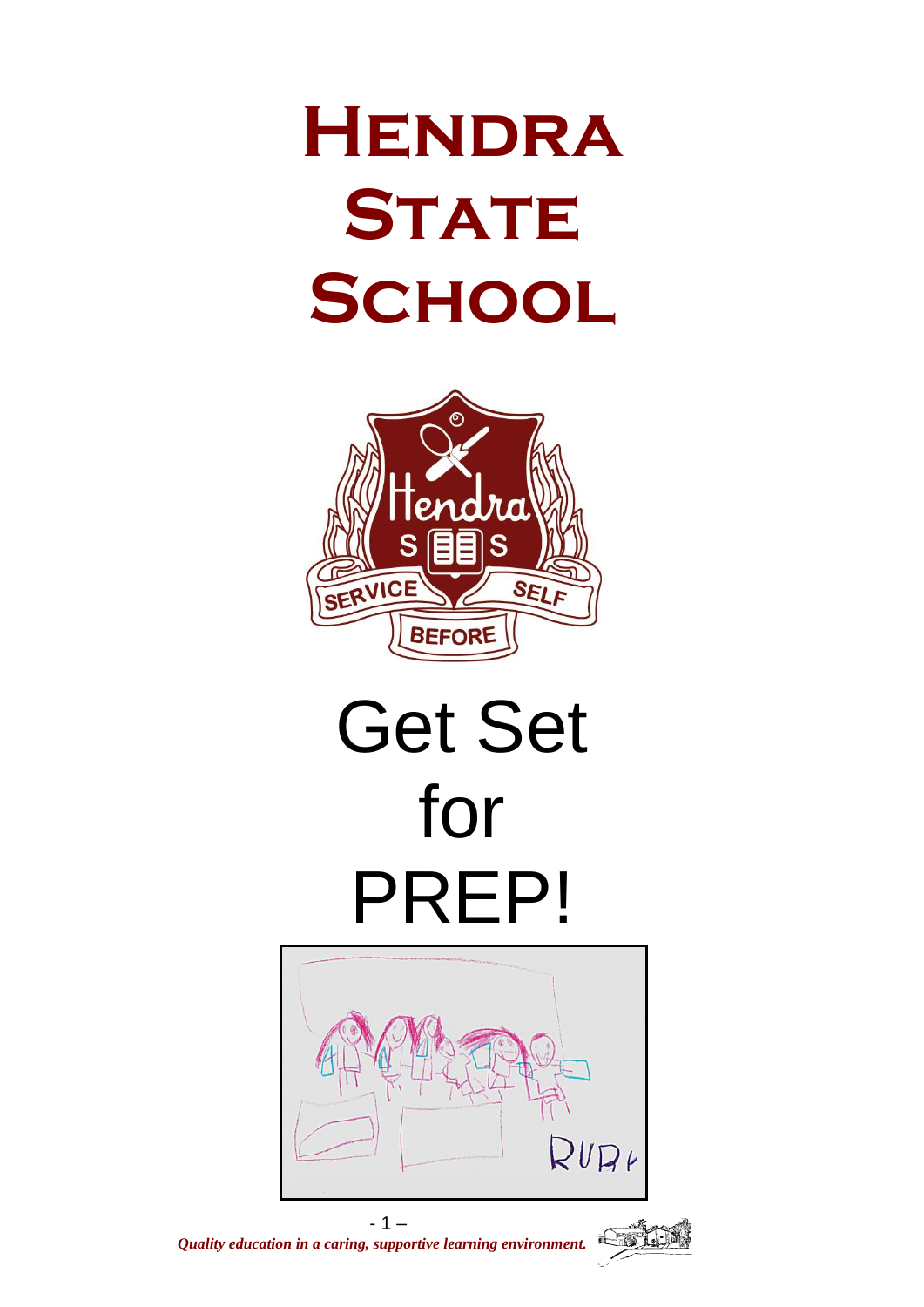# Hendra State School

# Get Set for PREP!

*Quality education in a caring, supportive learning environment.*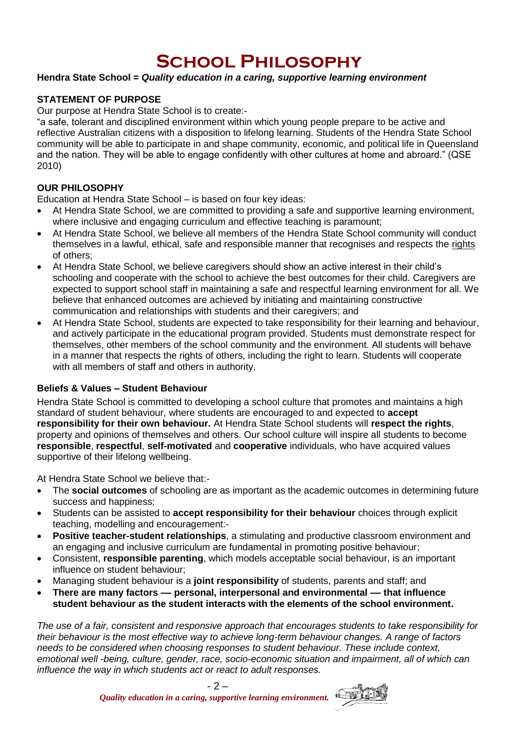# School Philosophy

**Hendra State School = *Quality education in a caring, supportive learning environment***

**STATEMENT OF PURPOSE**

Our purpose at Hendra State School is to create:-

"a safe, tolerant and disciplined environment within which young people prepare to be active and reflective Australian citizens with a disposition to lifelong learning. Students of the Hendra State School community will be able to participate in and shape community, economic, and political life in Queensland and the nation. They will be able to engage confidently with other cultures at home and abroard." (QSE 2010)

**OUR PHILOSOPHY**

Education at Hendra State School – is based on four key ideas:

- At Hendra State School, we are committed to providing a safe and supportive learning environment, where inclusive and engaging curriculum and effective teaching is paramount;
- At Hendra State School, we believe all members of the Hendra State School community will conduct themselves in a lawful, ethical, safe and responsible manner that recognises and respects the rights of others;
- At Hendra State School, we believe caregivers should show an active interest in their child's schooling and cooperate with the school to achieve the best outcomes for their child. Caregivers are expected to support school staff in maintaining a safe and respectful learning environment for all. We believe that enhanced outcomes are achieved by initiating and maintaining constructive communication and relationships with students and their caregivers; and
- At Hendra State School, students are expected to take responsibility for their learning and behaviour, and actively participate in the educational program provided. Students must demonstrate respect for themselves, other members of the school community and the environment. All students will behave in a manner that respects the rights of others, including the right to learn. Students will cooperate with all members of staff and others in authority.

**Beliefs & Values – Student Behaviour**

Hendra State School is committed to developing a school culture that promotes and maintains a high standard of student behaviour, where students are encouraged to and expected to **accept responsibility for their own behaviour.** At Hendra State School students will **respect the rights**, property and opinions of themselves and others. Our school culture will inspire all students to become **responsible**, **respectful**, **self-motivated** and **cooperative** individuals, who have acquired values supportive of their lifelong wellbeing.

At Hendra State School we believe that:-

- The **social outcomes** of schooling are as important as the academic outcomes in determining future success and happiness;
- Students can be assisted to **accept responsibility for their behaviour** choices through explicit teaching, modelling and encouragement:-
- **Positive teacher-student relationships**, a stimulating and productive classroom environment and an engaging and inclusive curriculum are fundamental in promoting positive behaviour;
- Consistent, **responsible parenting**, which models acceptable social behaviour, is an important influence on student behaviour;
- Managing student behaviour is a **joint responsibility** of students, parents and staff; and
- **There are many factors — personal, interpersonal and environmental — that influence student behaviour as the student interacts with the elements of the school environment.**

*The use of a fair, consistent and responsive approach that encourages students to take responsibility for their behaviour is the most effective way to achieve long-term behaviour changes. A range of factors needs to be considered when choosing responses to student behaviour. These include context, emotional well -being, culture, gender, race, socio-economic situation and impairment, all of which can influence the way in which students act or react to adult responses.*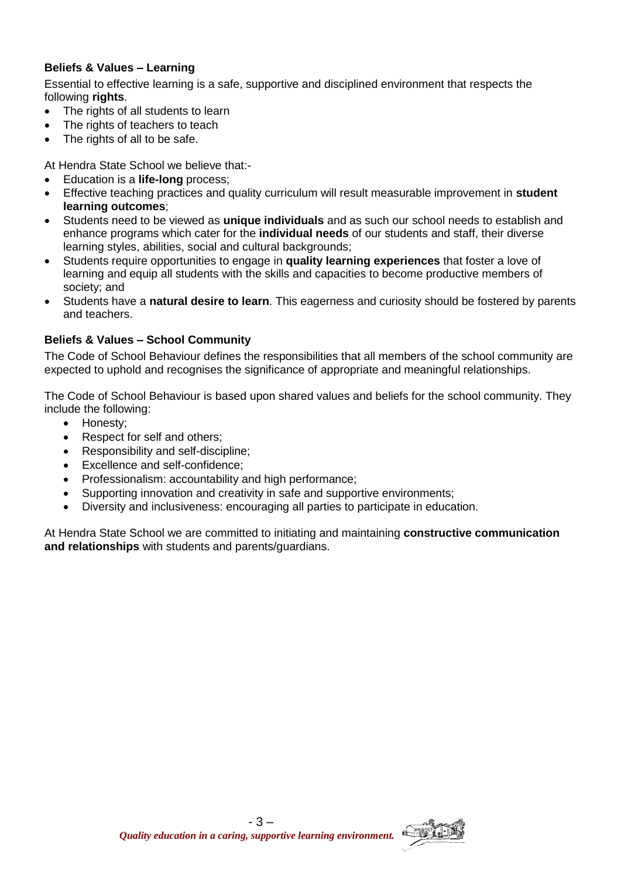### Beliefs & Values – Learning

Essential to effective learning is a safe, supportive and disciplined environment that respects the following **rights**.

- The rights of all students to learn
- The rights of teachers to teach
- The rights of all to be safe.

At Hendra State School we believe that:-

- Education is a **life-long** process;
- Effective teaching practices and quality curriculum will result measurable improvement in **student learning outcomes**;
- Students need to be viewed as **unique individuals** and as such our school needs to establish and enhance programs which cater for the **individual needs** of our students and staff, their diverse learning styles, abilities, social and cultural backgrounds;
- Students require opportunities to engage in **quality learning experiences** that foster a love of learning and equip all students with the skills and capacities to become productive members of society; and
- Students have a **natural desire to learn**. This eagerness and curiosity should be fostered by parents and teachers.

### Beliefs & Values – School Community

The Code of School Behaviour defines the responsibilities that all members of the school community are expected to uphold and recognises the significance of appropriate and meaningful relationships.

The Code of School Behaviour is based upon shared values and beliefs for the school community. They include the following:

- Honesty;
- Respect for self and others;
- Responsibility and self-discipline;
- Excellence and self-confidence;
- Professionalism: accountability and high performance;
- Supporting innovation and creativity in safe and supportive environments;
- Diversity and inclusiveness: encouraging all parties to participate in education.

At Hendra State School we are committed to initiating and maintaining **constructive communication and relationships** with students and parents/guardians.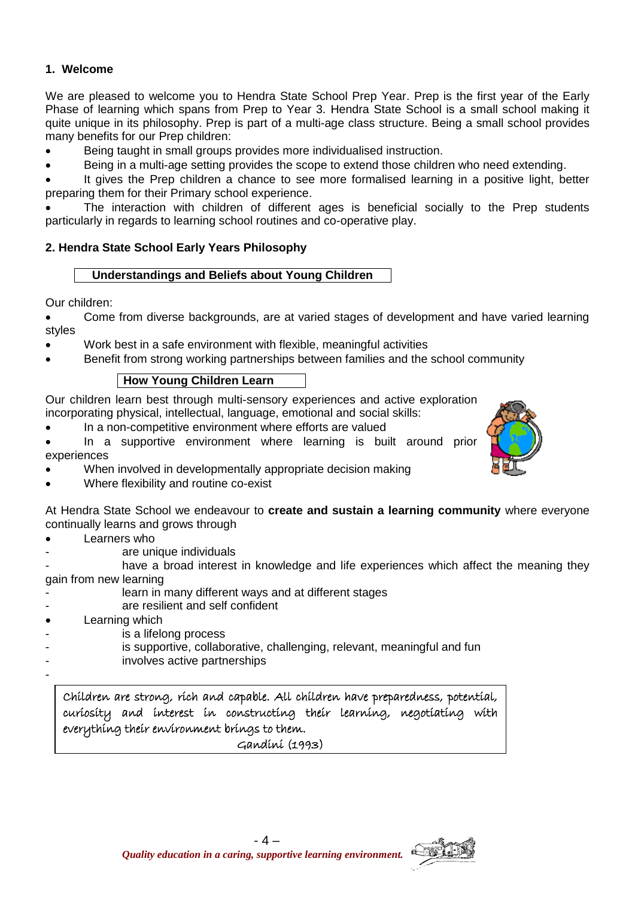## 1. Welcome

We are pleased to welcome you to Hendra State School Prep Year. Prep is the first year of the Early Phase of learning which spans from Prep to Year 3. Hendra State School is a small school making it quite unique in its philosophy. Prep is part of a multi-age class structure. Being a small school provides many benefits for our Prep children:

- Being taught in small groups provides more individualised instruction.
- Being in a multi-age setting provides the scope to extend those children who need extending.
- It gives the Prep children a chance to see more formalised learning in a positive light, better preparing them for their Primary school experience.
- The interaction with children of different ages is beneficial socially to the Prep students particularly in regards to learning school routines and co-operative play.

## 2. Hendra State School Early Years Philosophy

### Understandings and Beliefs about Young Children

Our children:

- Come from diverse backgrounds, are at varied stages of development and have varied learning styles
- Work best in a safe environment with flexible, meaningful activities
- Benefit from strong working partnerships between families and the school community

### How Young Children Learn

Our children learn best through multi-sensory experiences and active exploration incorporating physical, intellectual, language, emotional and social skills:

- In a non-competitive environment where efforts are valued
- In a supportive environment where learning is built around prior experiences
- When involved in developmentally appropriate decision making
- Where flexibility and routine co-exist

At Hendra State School we endeavour to **create and sustain a learning community** where everyone continually learns and grows through

- Learners who
  - are unique individuals
  - have a broad interest in knowledge and life experiences which affect the meaning they gain from new learning
  - learn in many different ways and at different stages
  - are resilient and self confident
- Learning which
  - is a lifelong process
  - is supportive, collaborative, challenging, relevant, meaningful and fun
  - involves active partnerships

-

> Children are strong, rich and capable. All children have preparedness, potential, curiosity and interest in constructing their learning, negotiating with everything their environment brings to them.
>
> Gandini (1993)

*Quality education in a caring, supportive learning environment.*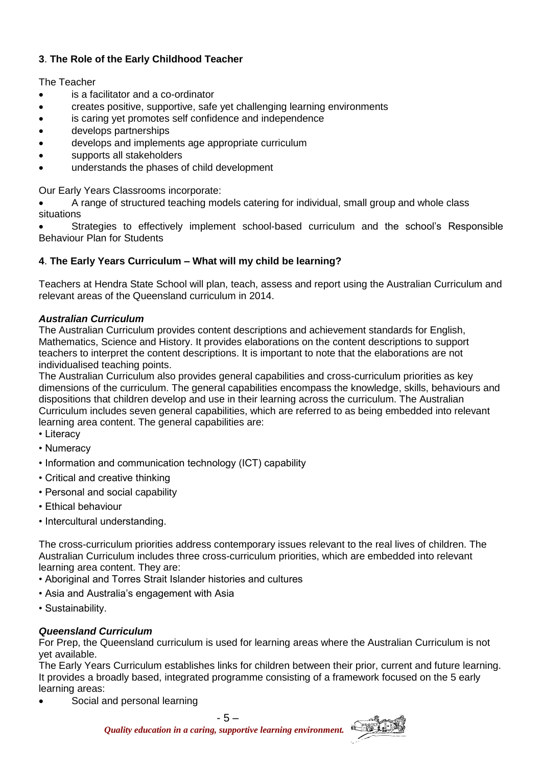### **3**. **The Role of the Early Childhood Teacher**

The Teacher

- is a facilitator and a co-ordinator
- creates positive, supportive, safe yet challenging learning environments
- is caring yet promotes self confidence and independence
- develops partnerships
- develops and implements age appropriate curriculum
- supports all stakeholders
- understands the phases of child development

Our Early Years Classrooms incorporate:

- A range of structured teaching models catering for individual, small group and whole class situations
- Strategies to effectively implement school-based curriculum and the school's Responsible Behaviour Plan for Students

### **4**. **The Early Years Curriculum – What will my child be learning?**

Teachers at Hendra State School will plan, teach, assess and report using the Australian Curriculum and relevant areas of the Queensland curriculum in 2014.

#### ***Australian Curriculum***

The Australian Curriculum provides content descriptions and achievement standards for English, Mathematics, Science and History. It provides elaborations on the content descriptions to support teachers to interpret the content descriptions. It is important to note that the elaborations are not individualised teaching points.

The Australian Curriculum also provides general capabilities and cross-curriculum priorities as key dimensions of the curriculum. The general capabilities encompass the knowledge, skills, behaviours and dispositions that children develop and use in their learning across the curriculum. The Australian Curriculum includes seven general capabilities, which are referred to as being embedded into relevant learning area content. The general capabilities are:

- Literacy
- Numeracy
- Information and communication technology (ICT) capability
- Critical and creative thinking
- Personal and social capability
- Ethical behaviour
- Intercultural understanding.

The cross-curriculum priorities address contemporary issues relevant to the real lives of children. The Australian Curriculum includes three cross-curriculum priorities, which are embedded into relevant learning area content. They are:

- Aboriginal and Torres Strait Islander histories and cultures
- Asia and Australia's engagement with Asia
- Sustainability.

#### ***Queensland Curriculum***

For Prep, the Queensland curriculum is used for learning areas where the Australian Curriculum is not yet available.

The Early Years Curriculum establishes links for children between their prior, current and future learning. It provides a broadly based, integrated programme consisting of a framework focused on the 5 early learning areas:

- Social and personal learning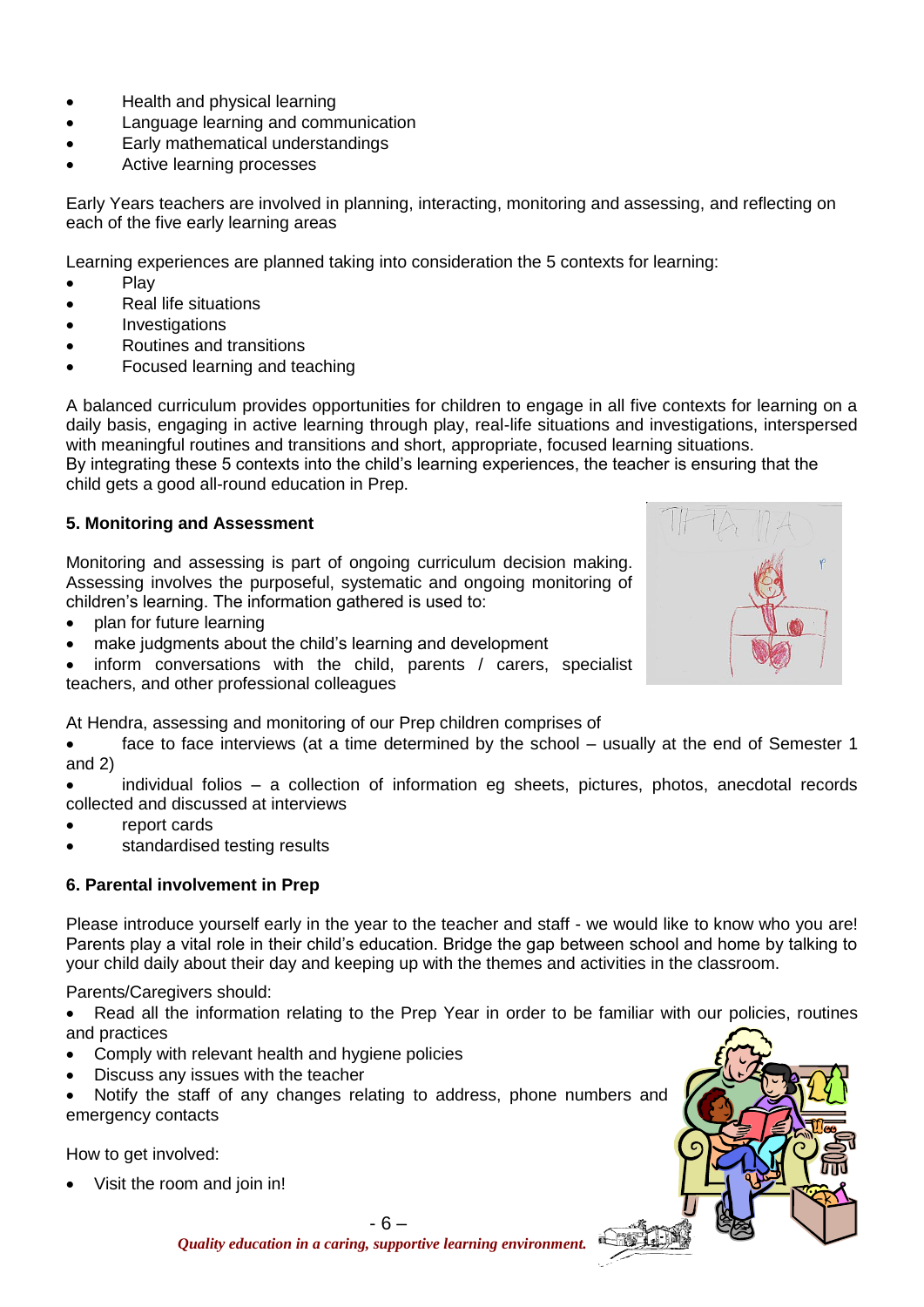- Health and physical learning
- Language learning and communication
- Early mathematical understandings
- Active learning processes

Early Years teachers are involved in planning, interacting, monitoring and assessing, and reflecting on each of the five early learning areas

Learning experiences are planned taking into consideration the 5 contexts for learning:

- Play
- Real life situations
- Investigations
- Routines and transitions
- Focused learning and teaching

A balanced curriculum provides opportunities for children to engage in all five contexts for learning on a daily basis, engaging in active learning through play, real-life situations and investigations, interspersed with meaningful routines and transitions and short, appropriate, focused learning situations.
By integrating these 5 contexts into the child's learning experiences, the teacher is ensuring that the child gets a good all-round education in Prep.

**5. Monitoring and Assessment**

Monitoring and assessing is part of ongoing curriculum decision making. Assessing involves the purposeful, systematic and ongoing monitoring of children's learning. The information gathered is used to:

- plan for future learning
- make judgments about the child's learning and development
- inform conversations with the child, parents / carers, specialist teachers, and other professional colleagues

At Hendra, assessing and monitoring of our Prep children comprises of

- face to face interviews (at a time determined by the school – usually at the end of Semester 1 and 2)
- individual folios – a collection of information eg sheets, pictures, photos, anecdotal records collected and discussed at interviews
- report cards
- standardised testing results

**6. Parental involvement in Prep**

Please introduce yourself early in the year to the teacher and staff - we would like to know who you are! Parents play a vital role in their child's education. Bridge the gap between school and home by talking to your child daily about their day and keeping up with the themes and activities in the classroom.

Parents/Caregivers should:

- Read all the information relating to the Prep Year in order to be familiar with our policies, routines and practices
- Comply with relevant health and hygiene policies
- Discuss any issues with the teacher
- Notify the staff of any changes relating to address, phone numbers and emergency contacts

How to get involved:

- Visit the room and join in!

***Quality education in a caring, supportive learning environment.***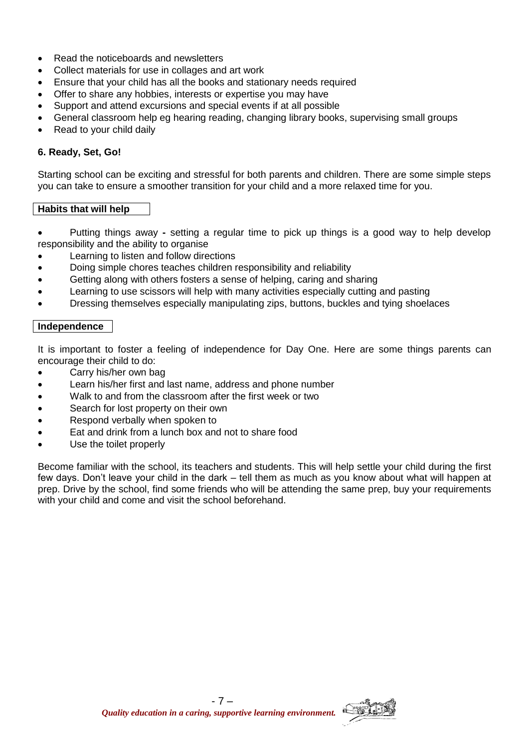- Read the noticeboards and newsletters
- Collect materials for use in collages and art work
- Ensure that your child has all the books and stationary needs required
- Offer to share any hobbies, interests or expertise you may have
- Support and attend excursions and special events if at all possible
- General classroom help eg hearing reading, changing library books, supervising small groups
- Read to your child daily

**6. Ready, Set, Go!**

Starting school can be exciting and stressful for both parents and children. There are some simple steps you can take to ensure a smoother transition for your child and a more relaxed time for you.

**Habits that will help**

- Putting things away **-** setting a regular time to pick up things is a good way to help develop responsibility and the ability to organise
- Learning to listen and follow directions
- Doing simple chores teaches children responsibility and reliability
- Getting along with others fosters a sense of helping, caring and sharing
- Learning to use scissors will help with many activities especially cutting and pasting
- Dressing themselves especially manipulating zips, buttons, buckles and tying shoelaces

**Independence**

It is important to foster a feeling of independence for Day One. Here are some things parents can encourage their child to do:

- Carry his/her own bag
- Learn his/her first and last name, address and phone number
- Walk to and from the classroom after the first week or two
- Search for lost property on their own
- Respond verbally when spoken to
- Eat and drink from a lunch box and not to share food
- Use the toilet properly

Become familiar with the school, its teachers and students. This will help settle your child during the first few days. Don't leave your child in the dark – tell them as much as you know about what will happen at prep. Drive by the school, find some friends who will be attending the same prep, buy your requirements with your child and come and visit the school beforehand.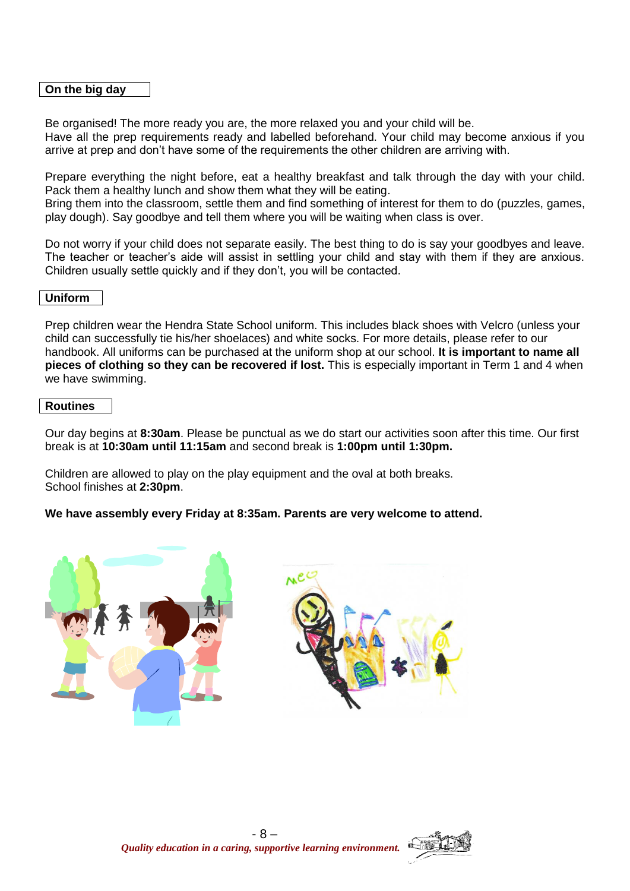## On the big day

Be organised! The more ready you are, the more relaxed you and your child will be.
Have all the prep requirements ready and labelled beforehand. Your child may become anxious if you arrive at prep and don't have some of the requirements the other children are arriving with.

Prepare everything the night before, eat a healthy breakfast and talk through the day with your child. Pack them a healthy lunch and show them what they will be eating.
Bring them into the classroom, settle them and find something of interest for them to do (puzzles, games, play dough). Say goodbye and tell them where you will be waiting when class is over.

Do not worry if your child does not separate easily. The best thing to do is say your goodbyes and leave. The teacher or teacher's aide will assist in settling your child and stay with them if they are anxious. Children usually settle quickly and if they don't, you will be contacted.

## Uniform

Prep children wear the Hendra State School uniform. This includes black shoes with Velcro (unless your child can successfully tie his/her shoelaces) and white socks. For more details, please refer to our handbook. All uniforms can be purchased at the uniform shop at our school. **It is important to name all pieces of clothing so they can be recovered if lost.** This is especially important in Term 1 and 4 when we have swimming.

## Routines

Our day begins at **8:30am**. Please be punctual as we do start our activities soon after this time. Our first break is at **10:30am until 11:15am** and second break is **1:00pm until 1:30pm.**

Children are allowed to play on the play equipment and the oval at both breaks.
School finishes at **2:30pm**.

**We have assembly every Friday at 8:35am. Parents are very welcome to attend.**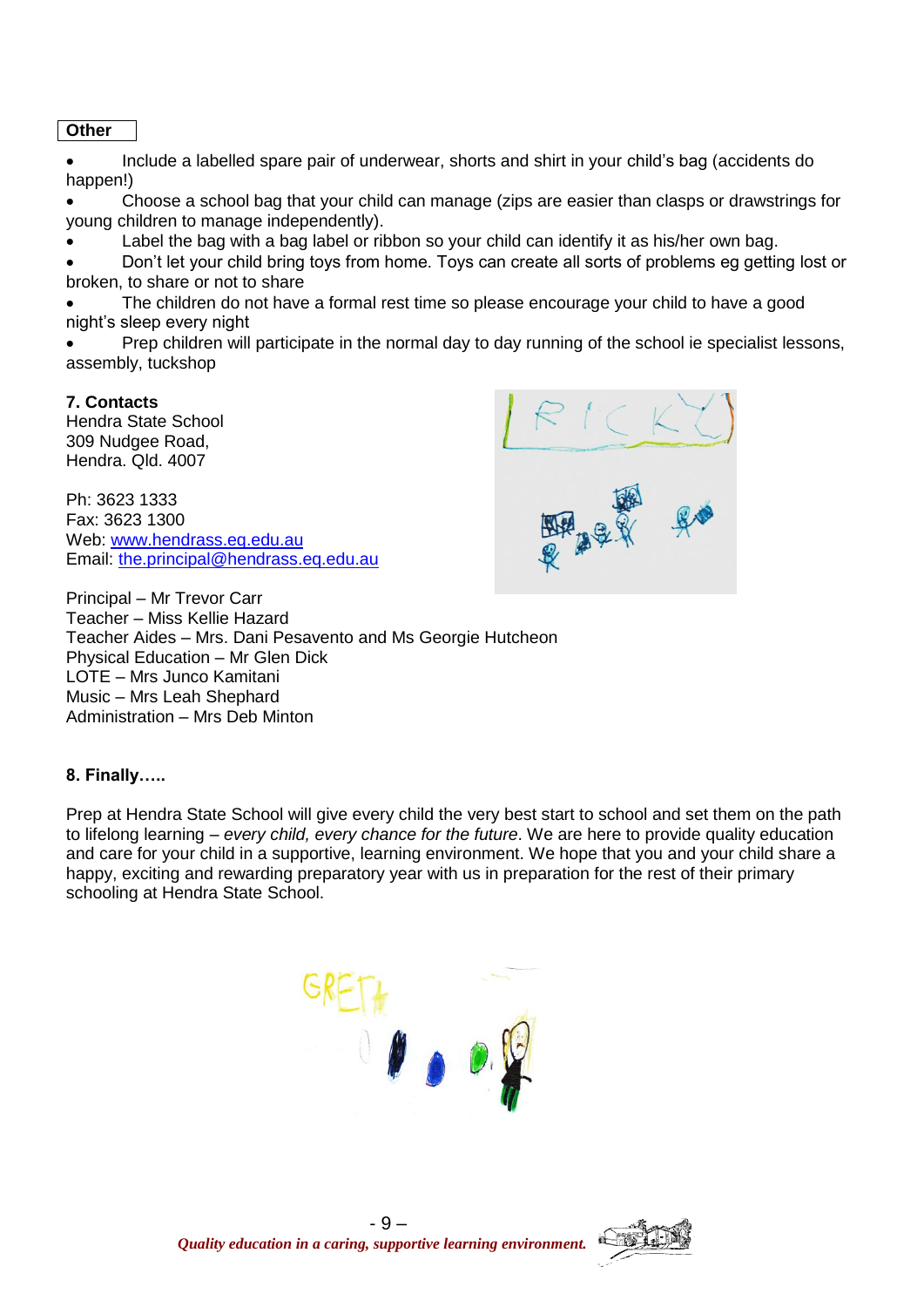**Other**

- Include a labelled spare pair of underwear, shorts and shirt in your child's bag (accidents do happen!)
- Choose a school bag that your child can manage (zips are easier than clasps or drawstrings for young children to manage independently).
- Label the bag with a bag label or ribbon so your child can identify it as his/her own bag.
- Don't let your child bring toys from home. Toys can create all sorts of problems eg getting lost or broken, to share or not to share
- The children do not have a formal rest time so please encourage your child to have a good night's sleep every night
- Prep children will participate in the normal day to day running of the school ie specialist lessons, assembly, tuckshop

## 7. Contacts

Hendra State School
309 Nudgee Road,
Hendra. Qld. 4007

Ph: 3623 1333
Fax: 3623 1300
Web: www.hendrass.eq.edu.au
Email: the.principal@hendrass.eq.edu.au

Principal – Mr Trevor Carr
Teacher – Miss Kellie Hazard
Teacher Aides – Mrs. Dani Pesavento and Ms Georgie Hutcheon
Physical Education – Mr Glen Dick
LOTE – Mrs Junco Kamitani
Music – Mrs Leah Shephard
Administration – Mrs Deb Minton

## 8. Finally…..

Prep at Hendra State School will give every child the very best start to school and set them on the path to lifelong learning – *every child, every chance for the future*. We are here to provide quality education and care for your child in a supportive, learning environment. We hope that you and your child share a happy, exciting and rewarding preparatory year with us in preparation for the rest of their primary schooling at Hendra State School.

***Quality education in a caring, supportive learning environment.***